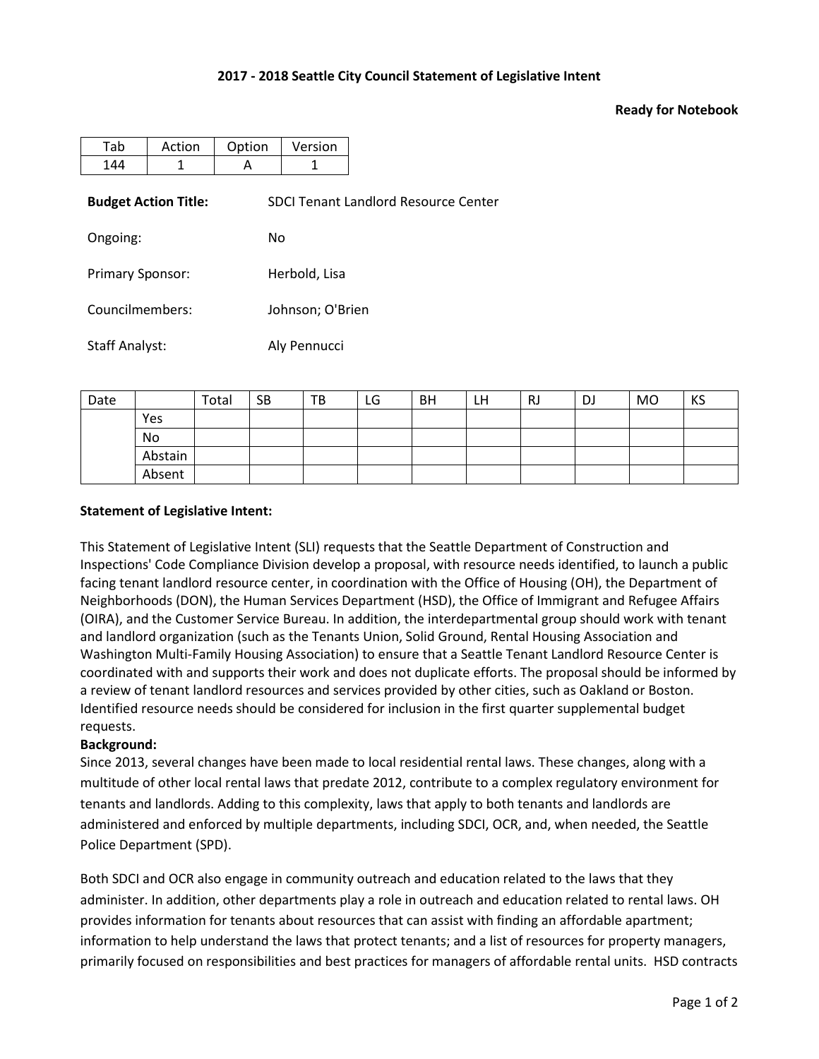## 2017 - 2018 Seattle City Council Statement of Legislative Intent

**Ready for Notebook**

| Tab | Action | Option | Version |
|---|---|---|---|
| 144 | 1 | A | 1 |

**Budget Action Title:** SDCI Tenant Landlord Resource Center

Ongoing: No

Primary Sponsor: Herbold, Lisa

Councilmembers: Johnson; O'Brien

Staff Analyst: Aly Pennucci

| Date | | Total | SB | TB | LG | BH | LH | RJ | DJ | MO | KS |
|---|---|---|---|---|---|---|---|---|---|---|---|
| | Yes | | | | | | | | | | |
| | No | | | | | | | | | | |
| | Abstain | | | | | | | | | | |
| | Absent | | | | | | | | | | |

**Statement of Legislative Intent:**

This Statement of Legislative Intent (SLI) requests that the Seattle Department of Construction and Inspections' Code Compliance Division develop a proposal, with resource needs identified, to launch a public facing tenant landlord resource center, in coordination with the Office of Housing (OH), the Department of Neighborhoods (DON), the Human Services Department (HSD), the Office of Immigrant and Refugee Affairs (OIRA), and the Customer Service Bureau. In addition, the interdepartmental group should work with tenant and landlord organization (such as the Tenants Union, Solid Ground, Rental Housing Association and Washington Multi-Family Housing Association) to ensure that a Seattle Tenant Landlord Resource Center is coordinated with and supports their work and does not duplicate efforts. The proposal should be informed by a review of tenant landlord resources and services provided by other cities, such as Oakland or Boston. Identified resource needs should be considered for inclusion in the first quarter supplemental budget requests.

**Background:**

Since 2013, several changes have been made to local residential rental laws. These changes, along with a multitude of other local rental laws that predate 2012, contribute to a complex regulatory environment for tenants and landlords. Adding to this complexity, laws that apply to both tenants and landlords are administered and enforced by multiple departments, including SDCI, OCR, and, when needed, the Seattle Police Department (SPD).

Both SDCI and OCR also engage in community outreach and education related to the laws that they administer. In addition, other departments play a role in outreach and education related to rental laws. OH provides information for tenants about resources that can assist with finding an affordable apartment; information to help understand the laws that protect tenants; and a list of resources for property managers, primarily focused on responsibilities and best practices for managers of affordable rental units. HSD contracts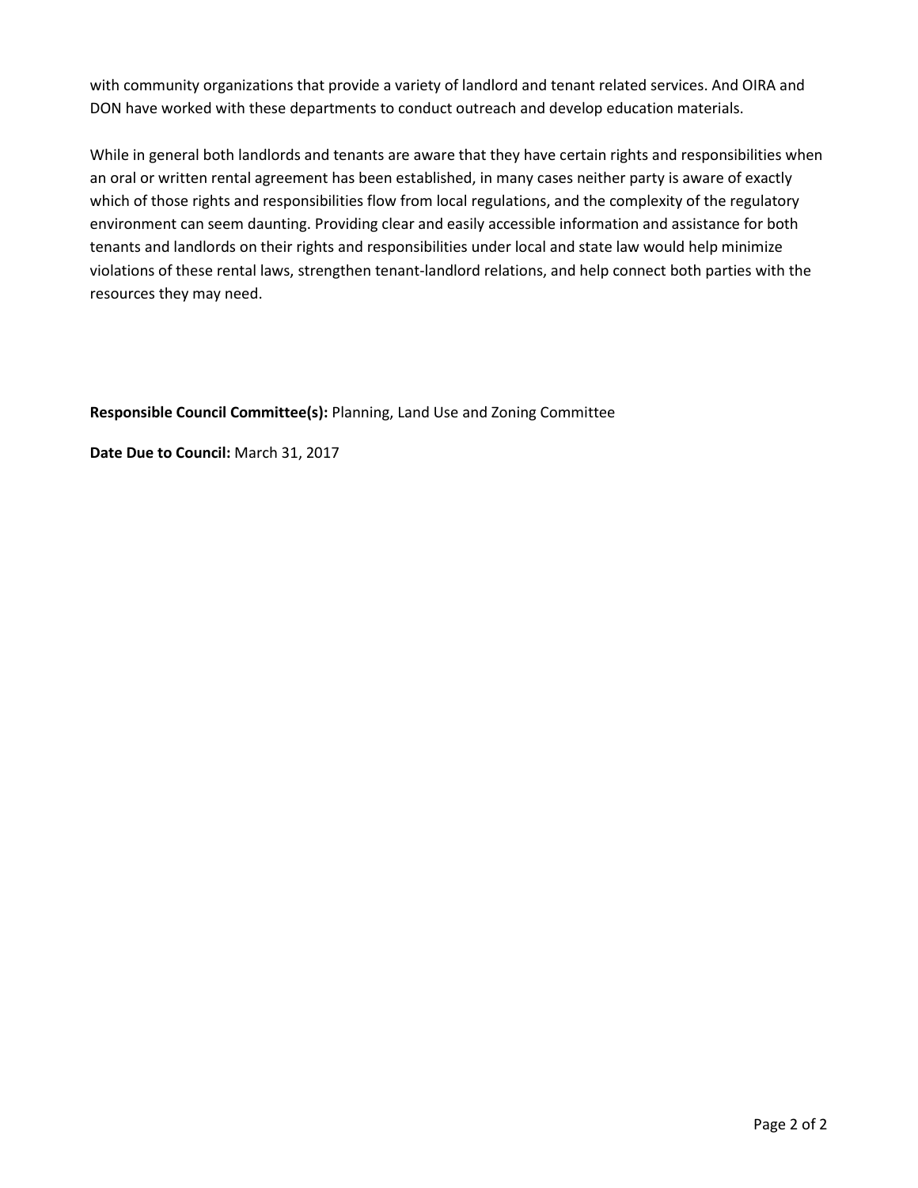with community organizations that provide a variety of landlord and tenant related services. And OIRA and DON have worked with these departments to conduct outreach and develop education materials.

While in general both landlords and tenants are aware that they have certain rights and responsibilities when an oral or written rental agreement has been established, in many cases neither party is aware of exactly which of those rights and responsibilities flow from local regulations, and the complexity of the regulatory environment can seem daunting. Providing clear and easily accessible information and assistance for both tenants and landlords on their rights and responsibilities under local and state law would help minimize violations of these rental laws, strengthen tenant-landlord relations, and help connect both parties with the resources they may need.

**Responsible Council Committee(s):** Planning, Land Use and Zoning Committee

**Date Due to Council:** March 31, 2017